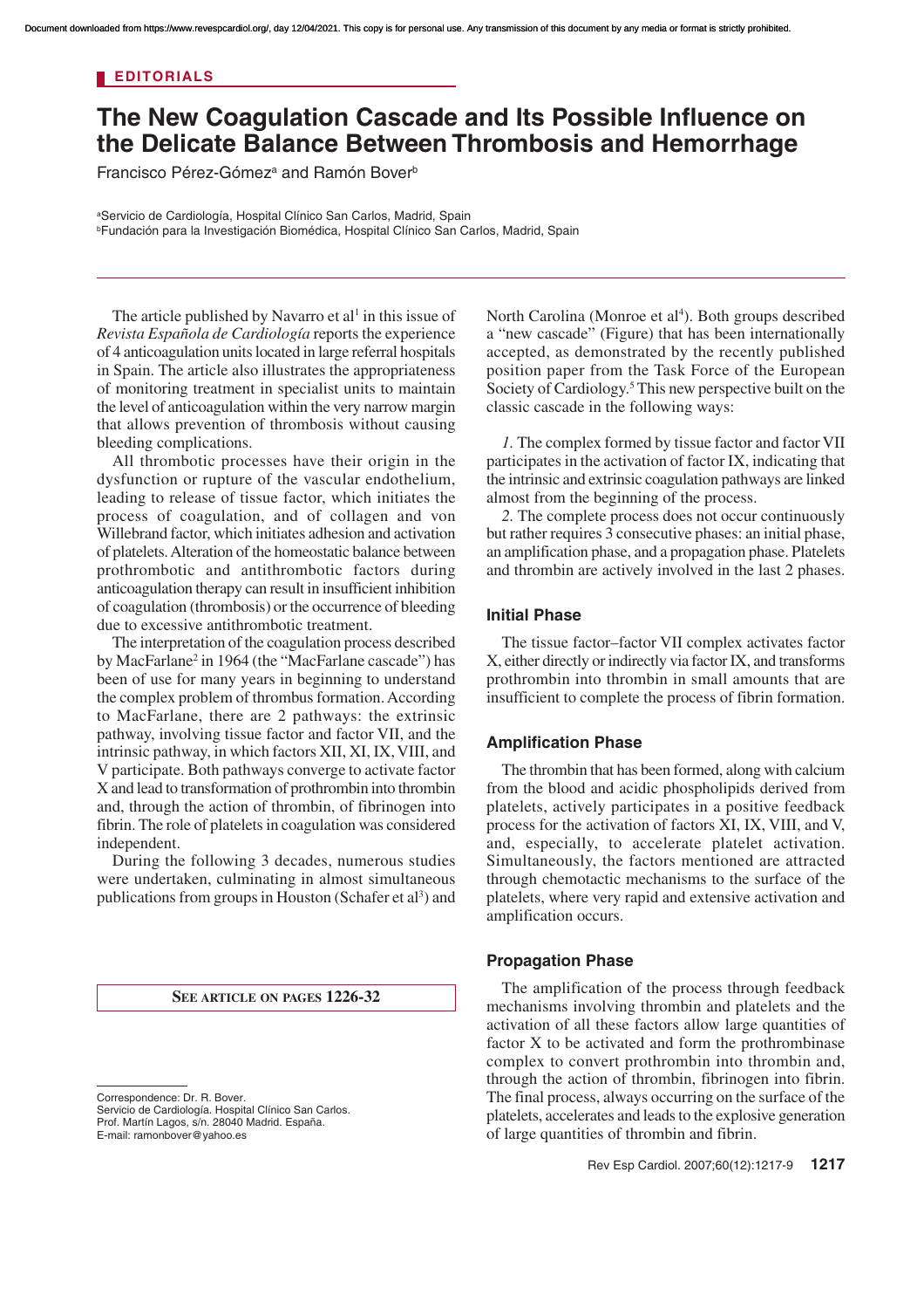EDITORIALS

# The New Coagulation Cascade and Its Possible Influence on the Delicate Balance Between Thrombosis and Hemorrhage

Francisco Pérez-Gómez[a] and Ramón Bover[b]

[a]Servicio de Cardiología, Hospital Clínico San Carlos, Madrid, Spain
[b]Fundación para la Investigación Biomédica, Hospital Clínico San Carlos, Madrid, Spain

The article published by Navarro et al[1] in this issue of *Revista Española de Cardiología* reports the experience of 4 anticoagulation units located in large referral hospitals in Spain. The article also illustrates the appropriateness of monitoring treatment in specialist units to maintain the level of anticoagulation within the very narrow margin that allows prevention of thrombosis without causing bleeding complications.

All thrombotic processes have their origin in the dysfunction or rupture of the vascular endothelium, leading to release of tissue factor, which initiates the process of coagulation, and of collagen and von Willebrand factor, which initiates adhesion and activation of platelets. Alteration of the homeostatic balance between prothrombotic and antithrombotic factors during anticoagulation therapy can result in insufficient inhibition of coagulation (thrombosis) or the occurrence of bleeding due to excessive antithrombotic treatment.

The interpretation of the coagulation process described by MacFarlane[2] in 1964 (the "MacFarlane cascade") has been of use for many years in beginning to understand the complex problem of thrombus formation. According to MacFarlane, there are 2 pathways: the extrinsic pathway, involving tissue factor and factor VII, and the intrinsic pathway, in which factors XII, XI, IX, VIII, and V participate. Both pathways converge to activate factor X and lead to transformation of prothrombin into thrombin and, through the action of thrombin, of fibrinogen into fibrin. The role of platelets in coagulation was considered independent.

During the following 3 decades, numerous studies were undertaken, culminating in almost simultaneous publications from groups in Houston (Schafer et al[3]) and North Carolina (Monroe et al[4]). Both groups described a "new cascade" (Figure) that has been internationally accepted, as demonstrated by the recently published position paper from the Task Force of the European Society of Cardiology.[5] This new perspective built on the classic cascade in the following ways:

*1.* The complex formed by tissue factor and factor VII participates in the activation of factor IX, indicating that the intrinsic and extrinsic coagulation pathways are linked almost from the beginning of the process.

*2.* The complete process does not occur continuously but rather requires 3 consecutive phases: an initial phase, an amplification phase, and a propagation phase. Platelets and thrombin are actively involved in the last 2 phases.

## Initial Phase

The tissue factor–factor VII complex activates factor X, either directly or indirectly via factor IX, and transforms prothrombin into thrombin in small amounts that are insufficient to complete the process of fibrin formation.

## Amplification Phase

The thrombin that has been formed, along with calcium from the blood and acidic phospholipids derived from platelets, actively participates in a positive feedback process for the activation of factors XI, IX, VIII, and V, and, especially, to accelerate platelet activation. Simultaneously, the factors mentioned are attracted through chemotactic mechanisms to the surface of the platelets, where very rapid and extensive activation and amplification occurs.

## Propagation Phase

The amplification of the process through feedback mechanisms involving thrombin and platelets and the activation of all these factors allow large quantities of factor X to be activated and form the prothrombinase complex to convert prothrombin into thrombin and, through the action of thrombin, fibrinogen into fibrin. The final process, always occurring on the surface of the platelets, accelerates and leads to the explosive generation of large quantities of thrombin and fibrin.

SEE ARTICLE ON PAGES 1226-32

Correspondence: Dr. R. Bover.
Servicio de Cardiología. Hospital Clínico San Carlos.
Prof. Martín Lagos, s/n. 28040 Madrid. España.
E-mail: ramonbover@yahoo.es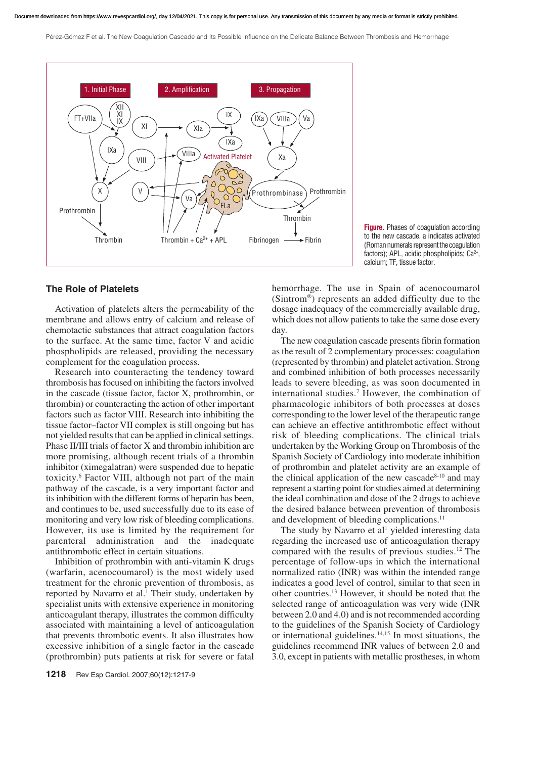**Figure.** Phases of coagulation according to the new cascade. a indicates activated (Roman numerals represent the coagulation factors); APL, acidic phospholipids; $Ca^{2+}$, calcium; TF, tissue factor.

## The Role of Platelets

Activation of platelets alters the permeability of the membrane and allows entry of calcium and release of chemotactic substances that attract coagulation factors to the surface. At the same time, factor V and acidic phospholipids are released, providing the necessary complement for the coagulation process.

Research into counteracting the tendency toward thrombosis has focused on inhibiting the factors involved in the cascade (tissue factor, factor X, prothrombin, or thrombin) or counteracting the action of other important factors such as factor VIII. Research into inhibiting the tissue factor–factor VII complex is still ongoing but has not yielded results that can be applied in clinical settings. Phase II/III trials of factor X and thrombin inhibition are more promising, although recent trials of a thrombin inhibitor (ximegalatran) were suspended due to hepatic toxicity.[6] Factor VIII, although not part of the main pathway of the cascade, is a very important factor and its inhibition with the different forms of heparin has been, and continues to be, used successfully due to its ease of monitoring and very low risk of bleeding complications. However, its use is limited by the requirement for parenteral administration and the inadequate antithrombotic effect in certain situations.

Inhibition of prothrombin with anti-vitamin K drugs (warfarin, acenocoumarol) is the most widely used treatment for the chronic prevention of thrombosis, as reported by Navarro et al.[1] Their study, undertaken by specialist units with extensive experience in monitoring anticoagulant therapy, illustrates the common difficulty associated with maintaining a level of anticoagulation that prevents thrombotic events. It also illustrates how excessive inhibition of a single factor in the cascade (prothrombin) puts patients at risk for severe or fatal hemorrhage. The use in Spain of acenocoumarol (Sintrom®) represents an added difficulty due to the dosage inadequacy of the commercially available drug, which does not allow patients to take the same dose every day.

The new coagulation cascade presents fibrin formation as the result of 2 complementary processes: coagulation (represented by thrombin) and platelet activation. Strong and combined inhibition of both processes necessarily leads to severe bleeding, as was soon documented in international studies.[7] However, the combination of pharmacologic inhibitors of both processes at doses corresponding to the lower level of the therapeutic range can achieve an effective antithrombotic effect without risk of bleeding complications. The clinical trials undertaken by the Working Group on Thrombosis of the Spanish Society of Cardiology into moderate inhibition of prothrombin and platelet activity are an example of the clinical application of the new cascade[8-10] and may represent a starting point for studies aimed at determining the ideal combination and dose of the 2 drugs to achieve the desired balance between prevention of thrombosis and development of bleeding complications.[11]

The study by Navarro et al[1] yielded interesting data regarding the increased use of anticoagulation therapy compared with the results of previous studies.[12] The percentage of follow-ups in which the international normalized ratio (INR) was within the intended range indicates a good level of control, similar to that seen in other countries.[13] However, it should be noted that the selected range of anticoagulation was very wide (INR between 2.0 and 4.0) and is not recommended according to the guidelines of the Spanish Society of Cardiology or international guidelines.[14,15] In most situations, the guidelines recommend INR values of between 2.0 and 3.0, except in patients with metallic prostheses, in whom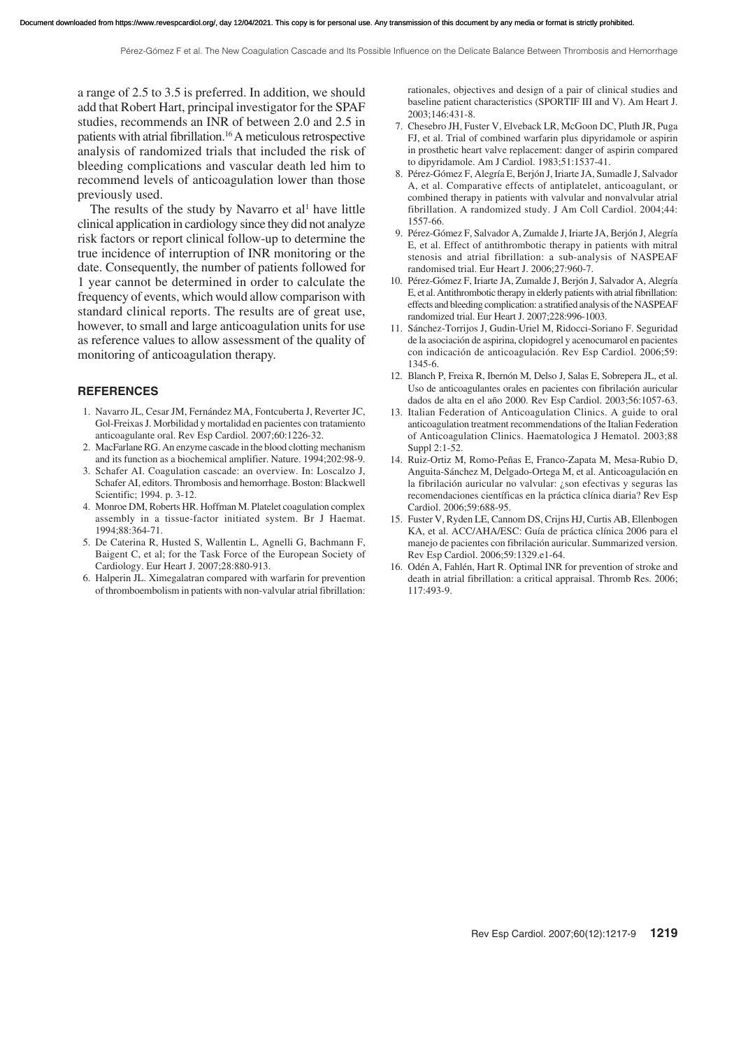a range of 2.5 to 3.5 is preferred. In addition, we should add that Robert Hart, principal investigator for the SPAF studies, recommends an INR of between 2.0 and 2.5 in patients with atrial fibrillation.[16] A meticulous retrospective analysis of randomized trials that included the risk of bleeding complications and vascular death led him to recommend levels of anticoagulation lower than those previously used.

The results of the study by Navarro et al[1] have little clinical application in cardiology since they did not analyze risk factors or report clinical follow-up to determine the true incidence of interruption of INR monitoring or the date. Consequently, the number of patients followed for 1 year cannot be determined in order to calculate the frequency of events, which would allow comparison with standard clinical reports. The results are of great use, however, to small and large anticoagulation units for use as reference values to allow assessment of the quality of monitoring of anticoagulation therapy.

## REFERENCES

1. Navarro JL, Cesar JM, Fernández MA, Fontcuberta J, Reverter JC, Gol-Freixas J. Morbilidad y mortalidad en pacientes con tratamiento anticoagulante oral. Rev Esp Cardiol. 2007;60:1226-32.
2. MacFarlane RG. An enzyme cascade in the blood clotting mechanism and its function as a biochemical amplifier. Nature. 1994;202:98-9.
3. Schafer AI. Coagulation cascade: an overview. In: Loscalzo J, Schafer AI, editors. Thrombosis and hemorrhage. Boston: Blackwell Scientific; 1994. p. 3-12.
4. Monroe DM, Roberts HR. Hoffman M. Platelet coagulation complex assembly in a tissue-factor initiated system. Br J Haemat. 1994;88:364-71.
5. De Caterina R, Husted S, Wallentin L, Agnelli G, Bachmann F, Baigent C, et al; for the Task Force of the European Society of Cardiology. Eur Heart J. 2007;28:880-913.
6. Halperin JL. Ximegalatran compared with warfarin for prevention of thromboembolism in patients with non-valvular atrial fibrillation: rationales, objectives and design of a pair of clinical studies and baseline patient characteristics (SPORTIF III and V). Am Heart J. 2003;146:431-8.
7. Chesebro JH, Fuster V, Elveback LR, McGoon DC, Pluth JR, Puga FJ, et al. Trial of combined warfarin plus dipyridamole or aspirin in prosthetic heart valve replacement: danger of aspirin compared to dipyridamole. Am J Cardiol. 1983;51:1537-41.
8. Pérez-Gómez F, Alegría E, Berjón J, Iriarte JA, Sumadle J, Salvador A, et al. Comparative effects of antiplatelet, anticoagulant, or combined therapy in patients with valvular and nonvalvular atrial fibrillation. A randomized study. J Am Coll Cardiol. 2004;44: 1557-66.
9. Pérez-Gómez F, Salvador A, Zumalde J, Iriarte JA, Berjón J, Alegría E, et al. Effect of antithrombotic therapy in patients with mitral stenosis and atrial fibrillation: a sub-analysis of NASPEAF randomised trial. Eur Heart J. 2006;27:960-7.
10. Pérez-Gómez F, Iriarte JA, Zumalde J, Berjón J, Salvador A, Alegría E, et al. Antithrombotic therapy in elderly patients with atrial fibrillation: effects and bleeding complication: a stratified analysis of the NASPEAF randomized trial. Eur Heart J. 2007;228:996-1003.
11. Sánchez-Torrijos J, Gudin-Uriel M, Ridocci-Soriano F. Seguridad de la asociación de aspirina, clopidogrel y acenocumarol en pacientes con indicación de anticoagulación. Rev Esp Cardiol. 2006;59: 1345-6.
12. Blanch P, Freixa R, Ibernón M, Delso J, Salas E, Sobrepera JL, et al. Uso de anticoagulantes orales en pacientes con fibrilación auricular dados de alta en el año 2000. Rev Esp Cardiol. 2003;56:1057-63.
13. Italian Federation of Anticoagulation Clinics. A guide to oral anticoagulation treatment recommendations of the Italian Federation of Anticoagulation Clinics. Haematologica J Hematol. 2003;88 Suppl 2:1-52.
14. Ruiz-Ortiz M, Romo-Peñas E, Franco-Zapata M, Mesa-Rubio D, Anguita-Sánchez M, Delgado-Ortega M, et al. Anticoagulación en la fibrilación auricular no valvular: ¿son efectivas y seguras las recomendaciones científicas en la práctica clínica diaria? Rev Esp Cardiol. 2006;59:688-95.
15. Fuster V, Ryden LE, Cannom DS, Crijns HJ, Curtis AB, Ellenbogen KA, et al. ACC/AHA/ESC: Guía de práctica clínica 2006 para el manejo de pacientes con fibrilación auricular. Summarized version. Rev Esp Cardiol. 2006;59:1329.e1-64.
16. Odén A, Fahlén, Hart R. Optimal INR for prevention of stroke and death in atrial fibrillation: a critical appraisal. Thromb Res. 2006; 117:493-9.